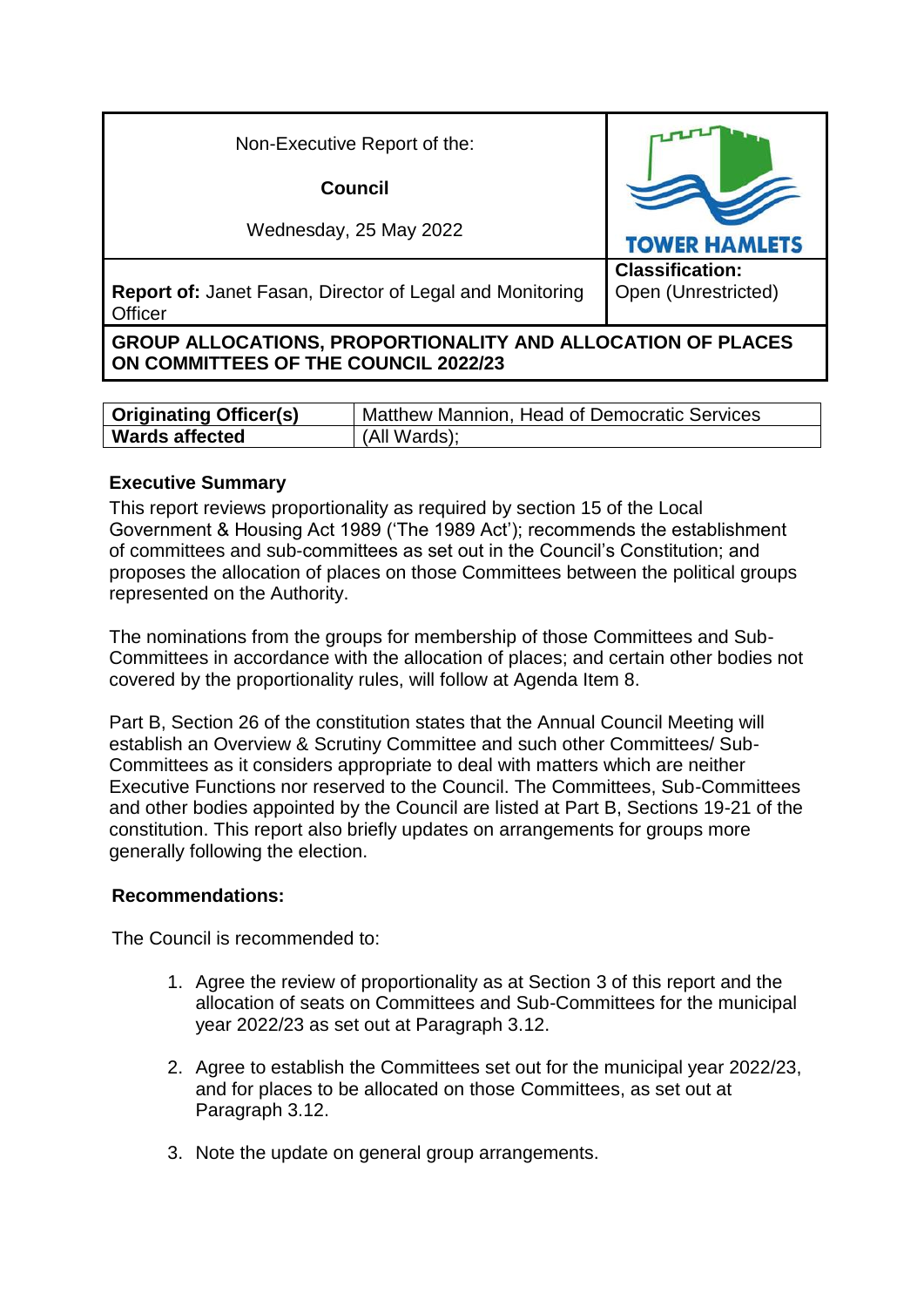| Non-Executive Report of the:<br><br>**Council**<br><br>Wednesday, 25 May 2022 | TOWER HAMLETS |
| --- | --- |
| **Report of:** Janet Fasan, Director of Legal and Monitoring Officer | **Classification:**<br>Open (Unrestricted) |
| **GROUP ALLOCATIONS, PROPORTIONALITY AND ALLOCATION OF PLACES ON COMMITTEES OF THE COUNCIL 2022/23** | |

| **Originating Officer(s)** | Matthew Mannion, Head of Democratic Services |
| --- | --- |
| **Wards affected** | (All Wards); |

## Executive Summary

This report reviews proportionality as required by section 15 of the Local Government & Housing Act 1989 ('The 1989 Act'); recommends the establishment of committees and sub-committees as set out in the Council's Constitution; and proposes the allocation of places on those Committees between the political groups represented on the Authority.

The nominations from the groups for membership of those Committees and Sub-Committees in accordance with the allocation of places; and certain other bodies not covered by the proportionality rules, will follow at Agenda Item 8.

Part B, Section 26 of the constitution states that the Annual Council Meeting will establish an Overview & Scrutiny Committee and such other Committees/ Sub-Committees as it considers appropriate to deal with matters which are neither Executive Functions nor reserved to the Council. The Committees, Sub-Committees and other bodies appointed by the Council are listed at Part B, Sections 19-21 of the constitution. This report also briefly updates on arrangements for groups more generally following the election.

## Recommendations:

The Council is recommended to:

1. Agree the review of proportionality as at Section 3 of this report and the allocation of seats on Committees and Sub-Committees for the municipal year 2022/23 as set out at Paragraph 3.12.

2. Agree to establish the Committees set out for the municipal year 2022/23, and for places to be allocated on those Committees, as set out at Paragraph 3.12.

3. Note the update on general group arrangements.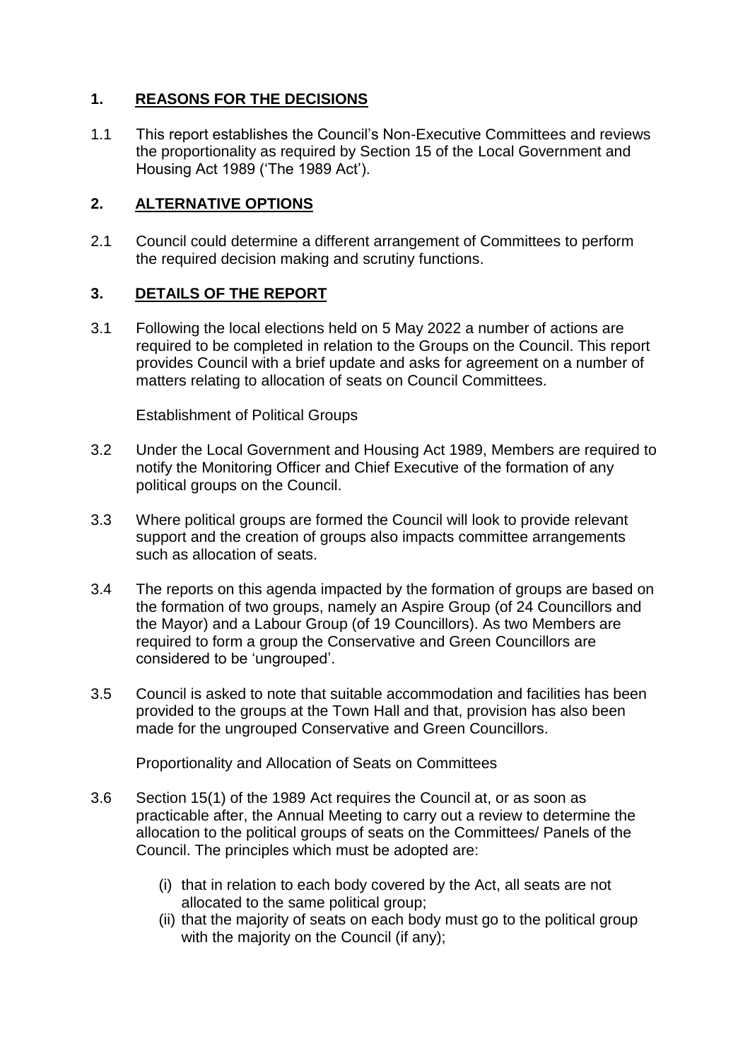## 1. REASONS FOR THE DECISIONS

1.1 This report establishes the Council's Non-Executive Committees and reviews the proportionality as required by Section 15 of the Local Government and Housing Act 1989 ('The 1989 Act').

## 2. ALTERNATIVE OPTIONS

2.1 Council could determine a different arrangement of Committees to perform the required decision making and scrutiny functions.

## 3. DETAILS OF THE REPORT

3.1 Following the local elections held on 5 May 2022 a number of actions are required to be completed in relation to the Groups on the Council. This report provides Council with a brief update and asks for agreement on a number of matters relating to allocation of seats on Council Committees.

Establishment of Political Groups

3.2 Under the Local Government and Housing Act 1989, Members are required to notify the Monitoring Officer and Chief Executive of the formation of any political groups on the Council.

3.3 Where political groups are formed the Council will look to provide relevant support and the creation of groups also impacts committee arrangements such as allocation of seats.

3.4 The reports on this agenda impacted by the formation of groups are based on the formation of two groups, namely an Aspire Group (of 24 Councillors and the Mayor) and a Labour Group (of 19 Councillors). As two Members are required to form a group the Conservative and Green Councillors are considered to be 'ungrouped'.

3.5 Council is asked to note that suitable accommodation and facilities has been provided to the groups at the Town Hall and that, provision has also been made for the ungrouped Conservative and Green Councillors.

Proportionality and Allocation of Seats on Committees

3.6 Section 15(1) of the 1989 Act requires the Council at, or as soon as practicable after, the Annual Meeting to carry out a review to determine the allocation to the political groups of seats on the Committees/ Panels of the Council. The principles which must be adopted are:

(i) that in relation to each body covered by the Act, all seats are not allocated to the same political group;
(ii) that the majority of seats on each body must go to the political group with the majority on the Council (if any);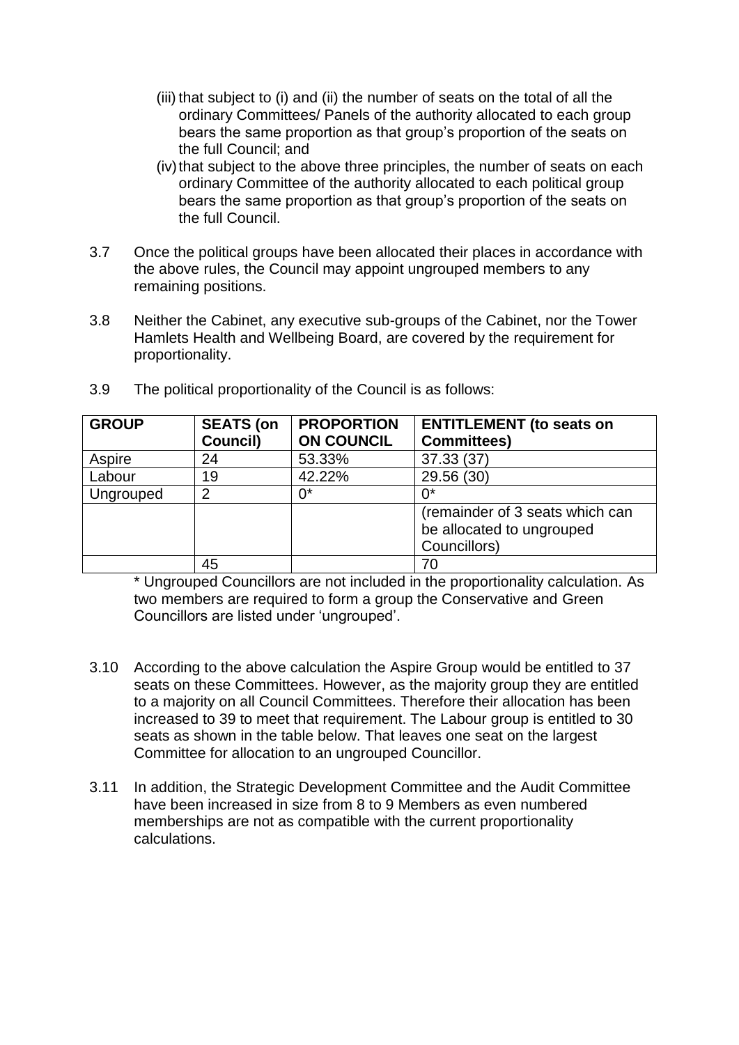(iii) that subject to (i) and (ii) the number of seats on the total of all the ordinary Committees/ Panels of the authority allocated to each group bears the same proportion as that group's proportion of the seats on the full Council; and

(iv) that subject to the above three principles, the number of seats on each ordinary Committee of the authority allocated to each political group bears the same proportion as that group's proportion of the seats on the full Council.

3.7 Once the political groups have been allocated their places in accordance with the above rules, the Council may appoint ungrouped members to any remaining positions.

3.8 Neither the Cabinet, any executive sub-groups of the Cabinet, nor the Tower Hamlets Health and Wellbeing Board, are covered by the requirement for proportionality.

3.9 The political proportionality of the Council is as follows:

| GROUP | SEATS (on Council) | PROPORTION ON COUNCIL | ENTITLEMENT (to seats on Committees) |
|---|---|---|---|
| Aspire | 24 | 53.33% | 37.33 (37) |
| Labour | 19 | 42.22% | 29.56 (30) |
| Ungrouped | 2 | 0* | 0* |
| | | | (remainder of 3 seats which can be allocated to ungrouped Councillors) |
| | 45 | | 70 |

\* Ungrouped Councillors are not included in the proportionality calculation. As two members are required to form a group the Conservative and Green Councillors are listed under 'ungrouped'.

3.10 According to the above calculation the Aspire Group would be entitled to 37 seats on these Committees. However, as the majority group they are entitled to a majority on all Council Committees. Therefore their allocation has been increased to 39 to meet that requirement. The Labour group is entitled to 30 seats as shown in the table below. That leaves one seat on the largest Committee for allocation to an ungrouped Councillor.

3.11 In addition, the Strategic Development Committee and the Audit Committee have been increased in size from 8 to 9 Members as even numbered memberships are not as compatible with the current proportionality calculations.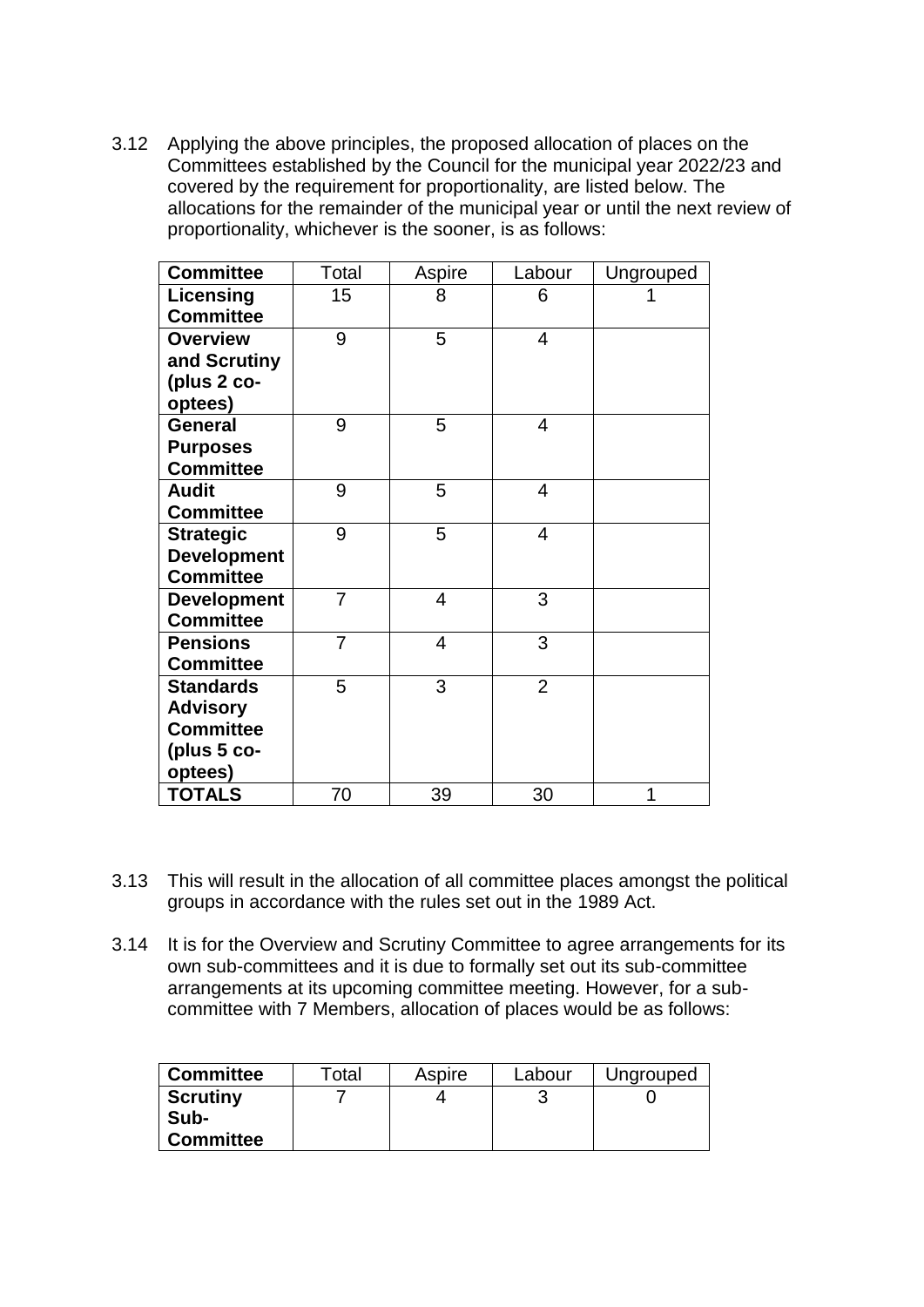3.12 Applying the above principles, the proposed allocation of places on the Committees established by the Council for the municipal year 2022/23 and covered by the requirement for proportionality, are listed below. The allocations for the remainder of the municipal year or until the next review of proportionality, whichever is the sooner, is as follows:

| Committee | Total | Aspire | Labour | Ungrouped |
|---|---|---|---|---|
| **Licensing Committee** | 15 | 8 | 6 | 1 |
| **Overview and Scrutiny (plus 2 co-optees)** | 9 | 5 | 4 | |
| **General Purposes Committee** | 9 | 5 | 4 | |
| **Audit Committee** | 9 | 5 | 4 | |
| **Strategic Development Committee** | 9 | 5 | 4 | |
| **Development Committee** | 7 | 4 | 3 | |
| **Pensions Committee** | 7 | 4 | 3 | |
| **Standards Advisory Committee (plus 5 co-optees)** | 5 | 3 | 2 | |
| **TOTALS** | 70 | 39 | 30 | 1 |

3.13 This will result in the allocation of all committee places amongst the political groups in accordance with the rules set out in the 1989 Act.

3.14 It is for the Overview and Scrutiny Committee to agree arrangements for its own sub-committees and it is due to formally set out its sub-committee arrangements at its upcoming committee meeting. However, for a sub-committee with 7 Members, allocation of places would be as follows:

| Committee | Total | Aspire | Labour | Ungrouped |
|---|---|---|---|---|
| **Scrutiny Sub-Committee** | 7 | 4 | 3 | 0 |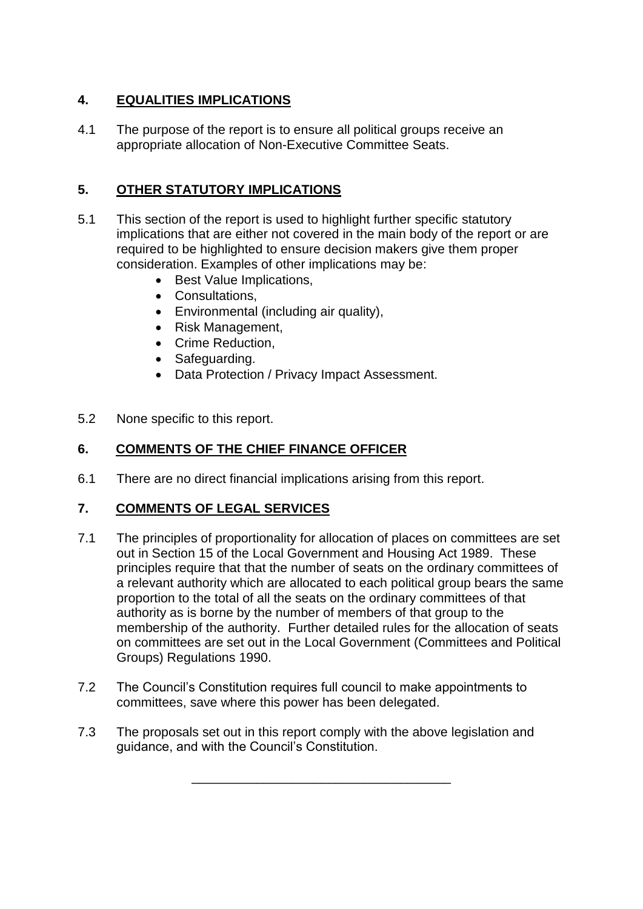## 4. EQUALITIES IMPLICATIONS

4.1 The purpose of the report is to ensure all political groups receive an appropriate allocation of Non-Executive Committee Seats.

## 5. OTHER STATUTORY IMPLICATIONS

5.1 This section of the report is used to highlight further specific statutory implications that are either not covered in the main body of the report or are required to be highlighted to ensure decision makers give them proper consideration. Examples of other implications may be:

- Best Value Implications,
- Consultations,
- Environmental (including air quality),
- Risk Management,
- Crime Reduction,
- Safeguarding.
- Data Protection / Privacy Impact Assessment.

5.2 None specific to this report.

## 6. COMMENTS OF THE CHIEF FINANCE OFFICER

6.1 There are no direct financial implications arising from this report.

## 7. COMMENTS OF LEGAL SERVICES

7.1 The principles of proportionality for allocation of places on committees are set out in Section 15 of the Local Government and Housing Act 1989. These principles require that that the number of seats on the ordinary committees of a relevant authority which are allocated to each political group bears the same proportion to the total of all the seats on the ordinary committees of that authority as is borne by the number of members of that group to the membership of the authority. Further detailed rules for the allocation of seats on committees are set out in the Local Government (Committees and Political Groups) Regulations 1990.

7.2 The Council's Constitution requires full council to make appointments to committees, save where this power has been delegated.

7.3 The proposals set out in this report comply with the above legislation and guidance, and with the Council's Constitution.

---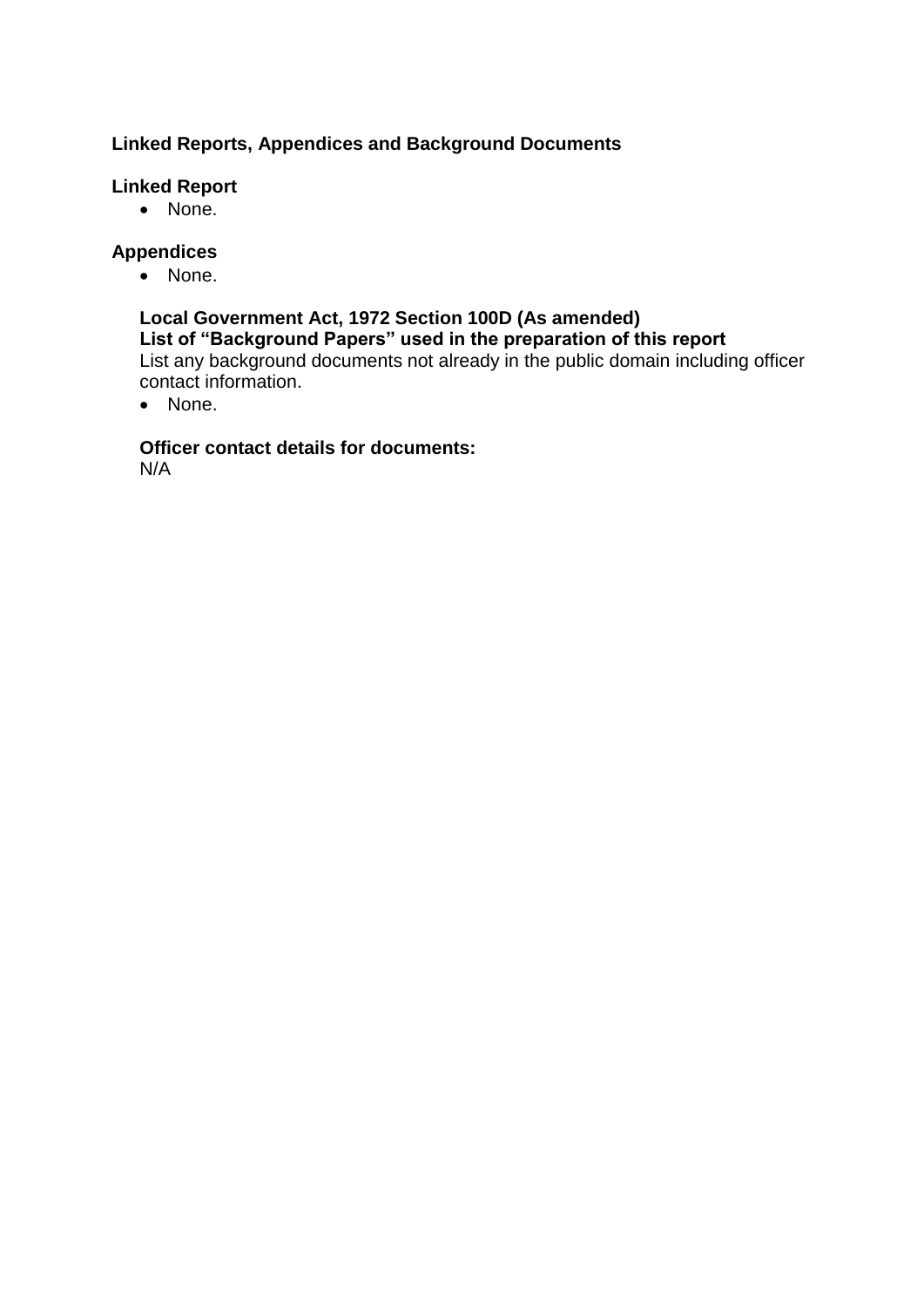### Linked Reports, Appendices and Background Documents

**Linked Report**

- None.

**Appendices**

- None.

**Local Government Act, 1972 Section 100D (As amended)**
**List of "Background Papers" used in the preparation of this report**
List any background documents not already in the public domain including officer contact information.

- None.

**Officer contact details for documents:**
N/A